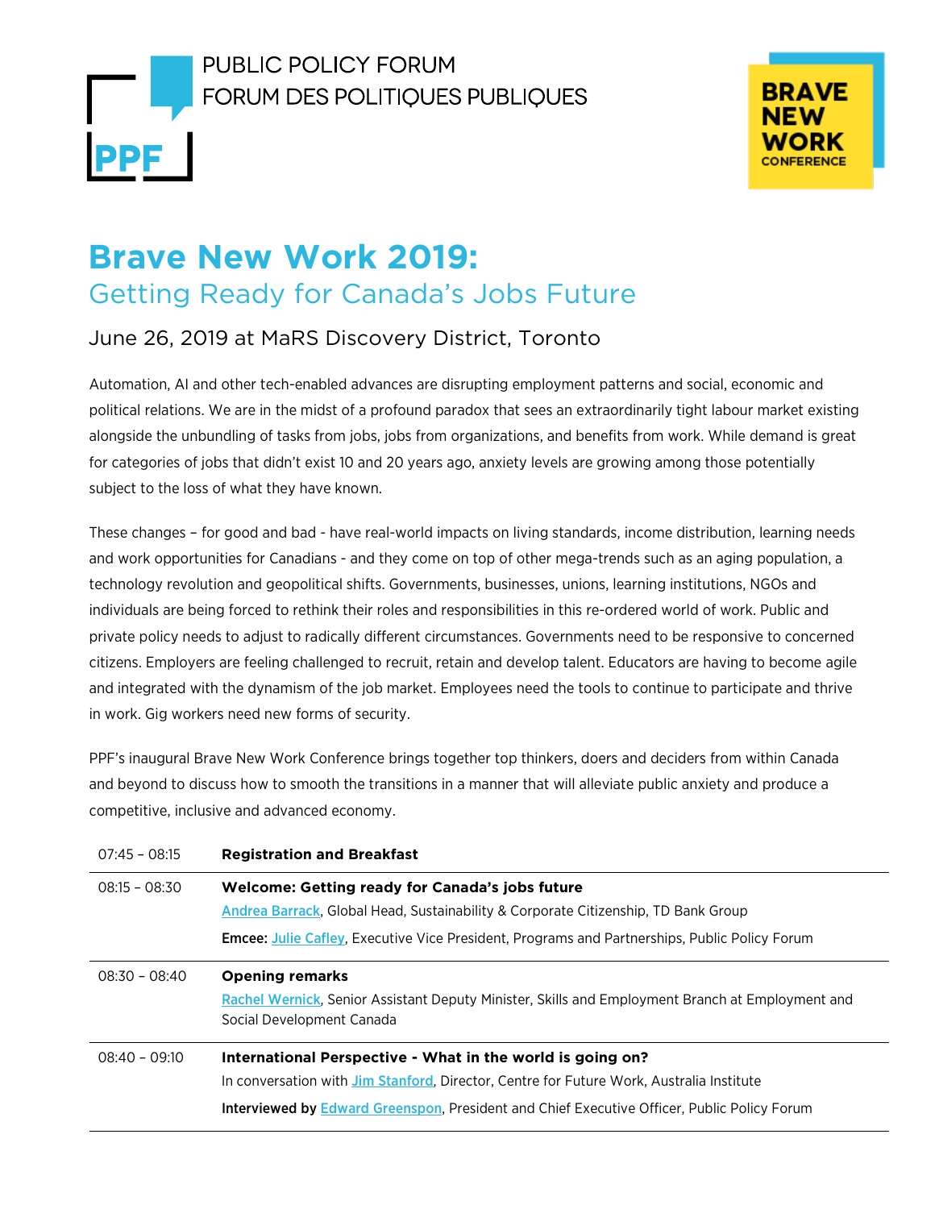PUBLIC POLICY FORUM
FORUM DES POLITIQUES PUBLIQUES

PPF

BRAVE NEW WORK CONFERENCE

# Brave New Work 2019:
## Getting Ready for Canada's Jobs Future

### June 26, 2019 at MaRS Discovery District, Toronto

Automation, AI and other tech-enabled advances are disrupting employment patterns and social, economic and political relations. We are in the midst of a profound paradox that sees an extraordinarily tight labour market existing alongside the unbundling of tasks from jobs, jobs from organizations, and benefits from work. While demand is great for categories of jobs that didn't exist 10 and 20 years ago, anxiety levels are growing among those potentially subject to the loss of what they have known.

These changes – for good and bad - have real-world impacts on living standards, income distribution, learning needs and work opportunities for Canadians - and they come on top of other mega-trends such as an aging population, a technology revolution and geopolitical shifts. Governments, businesses, unions, learning institutions, NGOs and individuals are being forced to rethink their roles and responsibilities in this re-ordered world of work. Public and private policy needs to adjust to radically different circumstances. Governments need to be responsive to concerned citizens. Employers are feeling challenged to recruit, retain and develop talent. Educators are having to become agile and integrated with the dynamism of the job market. Employees need the tools to continue to participate and thrive in work. Gig workers need new forms of security.

PPF's inaugural Brave New Work Conference brings together top thinkers, doers and deciders from within Canada and beyond to discuss how to smooth the transitions in a manner that will alleviate public anxiety and produce a competitive, inclusive and advanced economy.

| | |
|---|---|
| 07:45 – 08:15 | **Registration and Breakfast** |
| 08:15 – 08:30 | **Welcome: Getting ready for Canada's jobs future**<br>Andrea Barrack, Global Head, Sustainability & Corporate Citizenship, TD Bank Group<br>**Emcee:** Julie Cafley, Executive Vice President, Programs and Partnerships, Public Policy Forum |
| 08:30 – 08:40 | **Opening remarks**<br>Rachel Wernick, Senior Assistant Deputy Minister, Skills and Employment Branch at Employment and Social Development Canada |
| 08:40 – 09:10 | **International Perspective - What in the world is going on?**<br>In conversation with Jim Stanford, Director, Centre for Future Work, Australia Institute<br>**Interviewed by** Edward Greenspon, President and Chief Executive Officer, Public Policy Forum |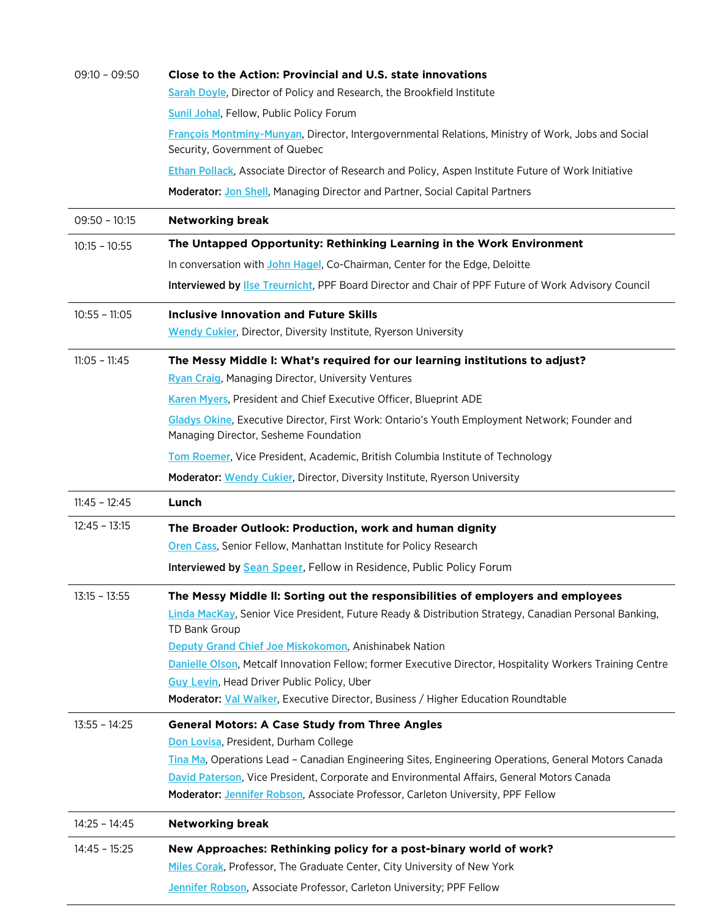| | |
|---|---|
| 09:10 – 09:50 | **Close to the Action: Provincial and U.S. state innovations**<br>Sarah Doyle, Director of Policy and Research, the Brookfield Institute<br>Sunil Johal, Fellow, Public Policy Forum<br>François Montminy-Munyan, Director, Intergovernmental Relations, Ministry of Work, Jobs and Social Security, Government of Quebec<br>Ethan Pollack, Associate Director of Research and Policy, Aspen Institute Future of Work Initiative<br>**Moderator:** Jon Shell, Managing Director and Partner, Social Capital Partners |
| 09:50 – 10:15 | **Networking break** |
| 10:15 – 10:55 | **The Untapped Opportunity: Rethinking Learning in the Work Environment**<br>In conversation with John Hagel, Co-Chairman, Center for the Edge, Deloitte<br>**Interviewed by** Ilse Treurnicht, PPF Board Director and Chair of PPF Future of Work Advisory Council |
| 10:55 – 11:05 | **Inclusive Innovation and Future Skills**<br>Wendy Cukier, Director, Diversity Institute, Ryerson University |
| 11:05 – 11:45 | **The Messy Middle I: What's required for our learning institutions to adjust?**<br>Ryan Craig, Managing Director, University Ventures<br>Karen Myers, President and Chief Executive Officer, Blueprint ADE<br>Gladys Okine, Executive Director, First Work: Ontario's Youth Employment Network; Founder and Managing Director, Sesheme Foundation<br>Tom Roemer, Vice President, Academic, British Columbia Institute of Technology<br>**Moderator:** Wendy Cukier, Director, Diversity Institute, Ryerson University |
| 11:45 – 12:45 | **Lunch** |
| 12:45 – 13:15 | **The Broader Outlook: Production, work and human dignity**<br>Oren Cass, Senior Fellow, Manhattan Institute for Policy Research<br>**Interviewed by** Sean Speer, Fellow in Residence, Public Policy Forum |
| 13:15 – 13:55 | **The Messy Middle II: Sorting out the responsibilities of employers and employees**<br>Linda MacKay, Senior Vice President, Future Ready & Distribution Strategy, Canadian Personal Banking, TD Bank Group<br>Deputy Grand Chief Joe Miskokomon, Anishinabek Nation<br>Danielle Olson, Metcalf Innovation Fellow; former Executive Director, Hospitality Workers Training Centre<br>Guy Levin, Head Driver Public Policy, Uber<br>**Moderator:** Val Walker, Executive Director, Business / Higher Education Roundtable |
| 13:55 – 14:25 | **General Motors: A Case Study from Three Angles**<br>Don Lovisa, President, Durham College<br>Tina Ma, Operations Lead – Canadian Engineering Sites, Engineering Operations, General Motors Canada<br>David Paterson, Vice President, Corporate and Environmental Affairs, General Motors Canada<br>**Moderator:** Jennifer Robson, Associate Professor, Carleton University, PPF Fellow |
| 14:25 – 14:45 | **Networking break** |
| 14:45 – 15:25 | **New Approaches: Rethinking policy for a post-binary world of work?**<br>Miles Corak, Professor, The Graduate Center, City University of New York<br>Jennifer Robson, Associate Professor, Carleton University; PPF Fellow |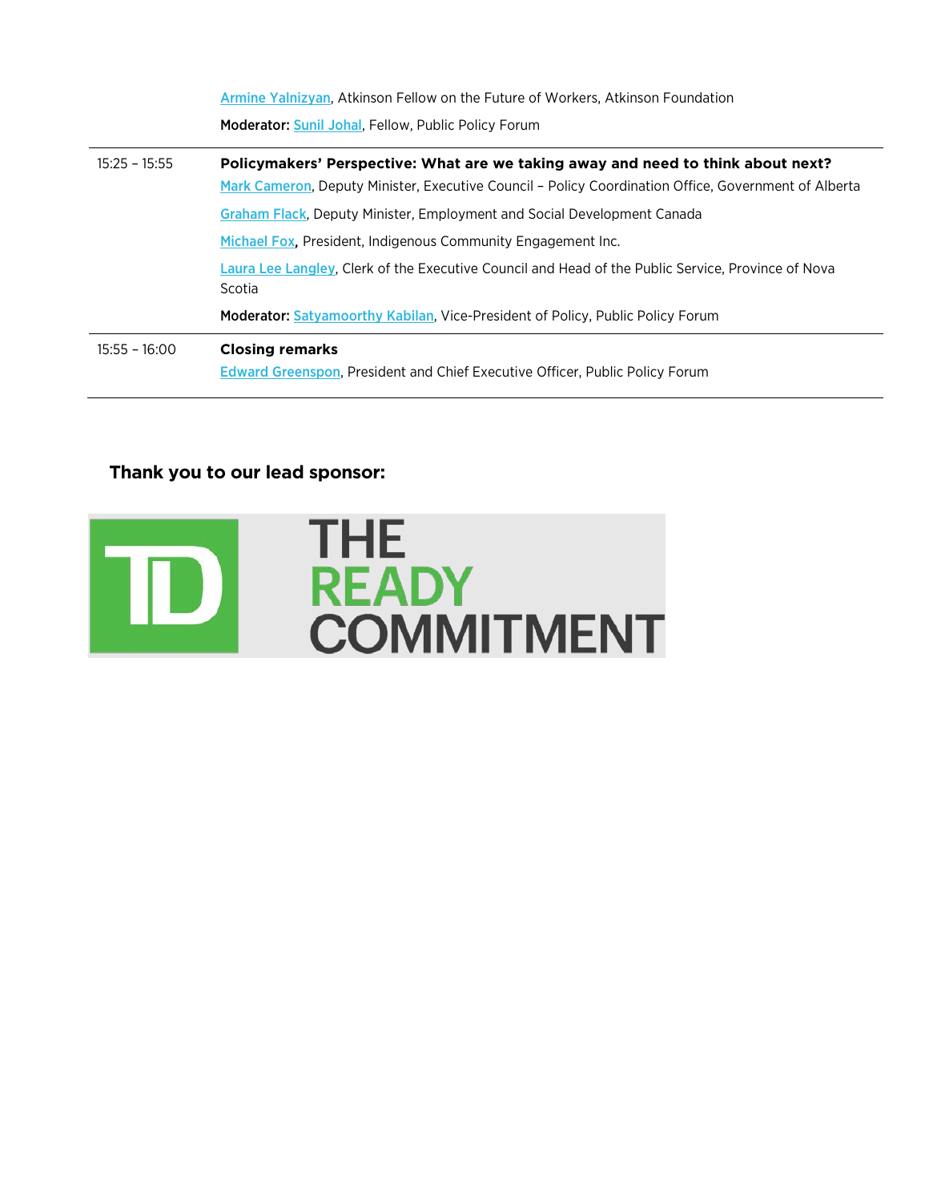| | |
|---|---|
| | Armine Yalnizyan, Atkinson Fellow on the Future of Workers, Atkinson Foundation<br><br>**Moderator:** Sunil Johal, Fellow, Public Policy Forum |
| 15:25 – 15:55 | **Policymakers' Perspective: What are we taking away and need to think about next?**<br><br>Mark Cameron, Deputy Minister, Executive Council – Policy Coordination Office, Government of Alberta<br><br>Graham Flack, Deputy Minister, Employment and Social Development Canada<br><br>Michael Fox, President, Indigenous Community Engagement Inc.<br><br>Laura Lee Langley, Clerk of the Executive Council and Head of the Public Service, Province of Nova Scotia<br><br>**Moderator:** Satyamoorthy Kabilan, Vice-President of Policy, Public Policy Forum |
| 15:55 – 16:00 | **Closing remarks**<br><br>Edward Greenspon, President and Chief Executive Officer, Public Policy Forum |

**Thank you to our lead sponsor:**

TD THE READY COMMITMENT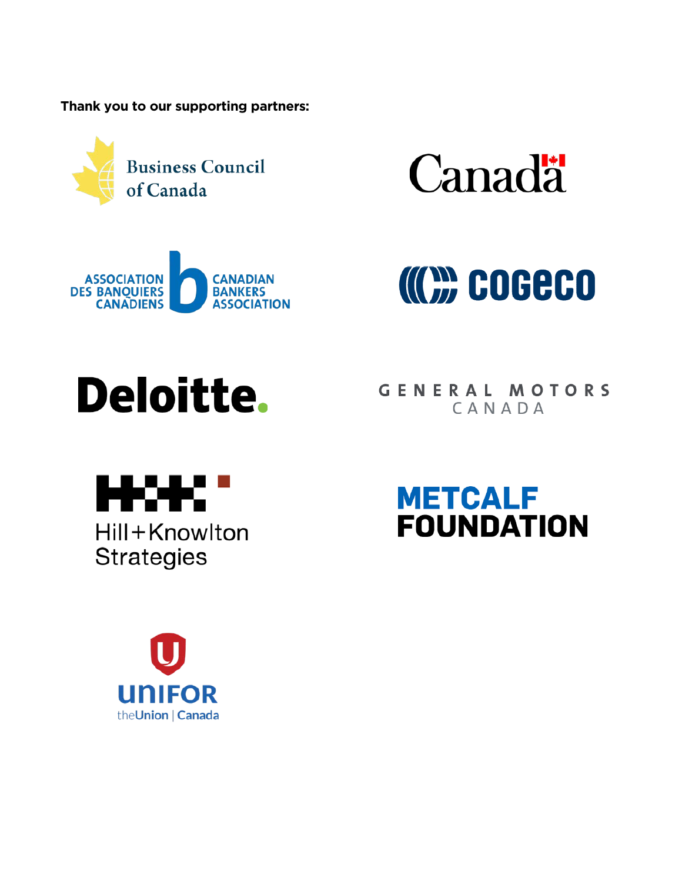**Thank you to our supporting partners:**

Business Council of Canada

Canada

ASSOCIATION DES BANQUIERS CANADIENS

CANADIAN BANKERS ASSOCIATION

cogeco

Deloitte.

GENERAL MOTORS CANADA

Hill+Knowlton Strategies

METCALF FOUNDATION

UNIFOR theUnion | Canada